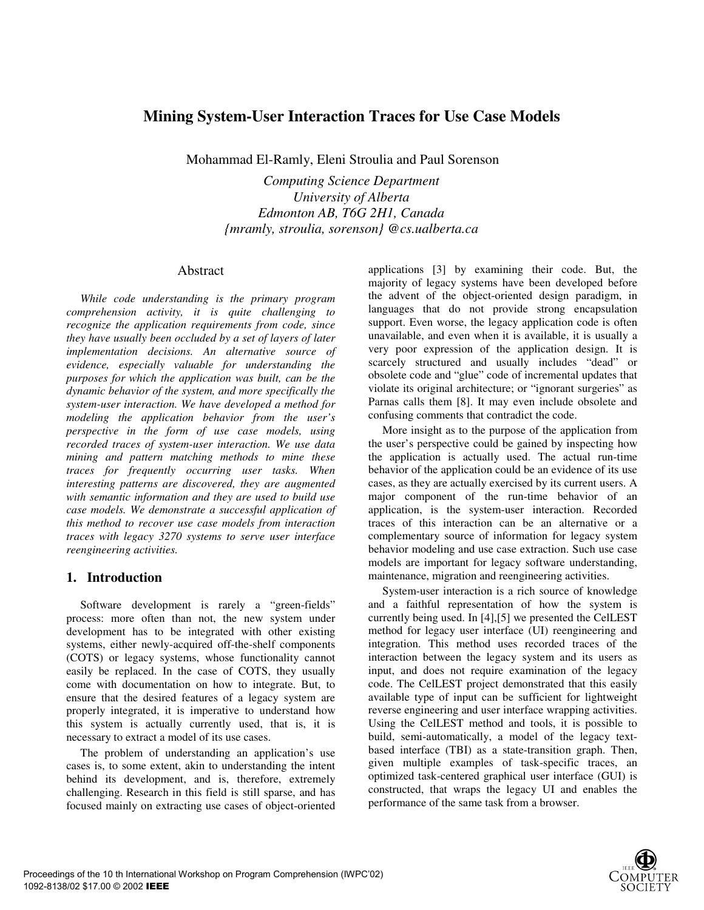# Mining System-User Interaction Traces for Use Case Models

Mohammad El-Ramly, Eleni Stroulia and Paul Sorenson

*Computing Science Department*
*University of Alberta*
*Edmonton AB, T6G 2H1, Canada*
*{mramly, stroulia, sorenson} @cs.ualberta.ca*

## Abstract

*While code understanding is the primary program comprehension activity, it is quite challenging to recognize the application requirements from code, since they have usually been occluded by a set of layers of later implementation decisions. An alternative source of evidence, especially valuable for understanding the purposes for which the application was built, can be the dynamic behavior of the system, and more specifically the system-user interaction. We have developed a method for modeling the application behavior from the user's perspective in the form of use case models, using recorded traces of system-user interaction. We use data mining and pattern matching methods to mine these traces for frequently occurring user tasks. When interesting patterns are discovered, they are augmented with semantic information and they are used to build use case models. We demonstrate a successful application of this method to recover use case models from interaction traces with legacy 3270 systems to serve user interface reengineering activities.*

## 1. Introduction

Software development is rarely a "green-fields" process: more often than not, the new system under development has to be integrated with other existing systems, either newly-acquired off-the-shelf components (COTS) or legacy systems, whose functionality cannot easily be replaced. In the case of COTS, they usually come with documentation on how to integrate. But, to ensure that the desired features of a legacy system are properly integrated, it is imperative to understand how this system is actually currently used, that is, it is necessary to extract a model of its use cases.

The problem of understanding an application's use cases is, to some extent, akin to understanding the intent behind its development, and is, therefore, extremely challenging. Research in this field is still sparse, and has focused mainly on extracting use cases of object-oriented applications [3] by examining their code. But, the majority of legacy systems have been developed before the advent of the object-oriented design paradigm, in languages that do not provide strong encapsulation support. Even worse, the legacy application code is often unavailable, and even when it is available, it is usually a very poor expression of the application design. It is scarcely structured and usually includes "dead" or obsolete code and "glue" code of incremental updates that violate its original architecture; or "ignorant surgeries" as Parnas calls them [8]. It may even include obsolete and confusing comments that contradict the code.

More insight as to the purpose of the application from the user's perspective could be gained by inspecting how the application is actually used. The actual run-time behavior of the application could be an evidence of its use cases, as they are actually exercised by its current users. A major component of the run-time behavior of an application, is the system-user interaction. Recorded traces of this interaction can be an alternative or a complementary source of information for legacy system behavior modeling and use case extraction. Such use case models are important for legacy software understanding, maintenance, migration and reengineering activities.

System-user interaction is a rich source of knowledge and a faithful representation of how the system is currently being used. In [4],[5] we presented the CelLEST method for legacy user interface (UI) reengineering and integration. This method uses recorded traces of the interaction between the legacy system and its users as input, and does not require examination of the legacy code. The CelLEST project demonstrated that this easily available type of input can be sufficient for lightweight reverse engineering and user interface wrapping activities. Using the CelLEST method and tools, it is possible to build, semi-automatically, a model of the legacy text-based interface (TBI) as a state-transition graph. Then, given multiple examples of task-specific traces, an optimized task-centered graphical user interface (GUI) is constructed, that wraps the legacy UI and enables the performance of the same task from a browser.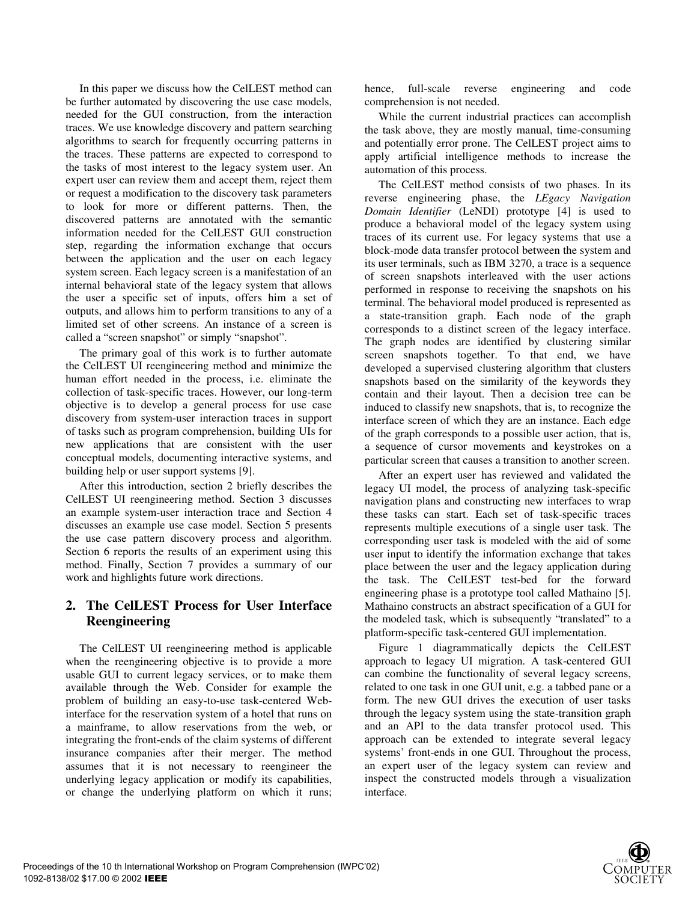In this paper we discuss how the CelLEST method can be further automated by discovering the use case models, needed for the GUI construction, from the interaction traces. We use knowledge discovery and pattern searching algorithms to search for frequently occurring patterns in the traces. These patterns are expected to correspond to the tasks of most interest to the legacy system user. An expert user can review them and accept them, reject them or request a modification to the discovery task parameters to look for more or different patterns. Then, the discovered patterns are annotated with the semantic information needed for the CelLEST GUI construction step, regarding the information exchange that occurs between the application and the user on each legacy system screen. Each legacy screen is a manifestation of an internal behavioral state of the legacy system that allows the user a specific set of inputs, offers him a set of outputs, and allows him to perform transitions to any of a limited set of other screens. An instance of a screen is called a "screen snapshot" or simply "snapshot".

The primary goal of this work is to further automate the CelLEST UI reengineering method and minimize the human effort needed in the process, i.e. eliminate the collection of task-specific traces. However, our long-term objective is to develop a general process for use case discovery from system-user interaction traces in support of tasks such as program comprehension, building UIs for new applications that are consistent with the user conceptual models, documenting interactive systems, and building help or user support systems [9].

After this introduction, section 2 briefly describes the CelLEST UI reengineering method. Section 3 discusses an example system-user interaction trace and Section 4 discusses an example use case model. Section 5 presents the use case pattern discovery process and algorithm. Section 6 reports the results of an experiment using this method. Finally, Section 7 provides a summary of our work and highlights future work directions.

## 2. The CelLEST Process for User Interface Reengineering

The CelLEST UI reengineering method is applicable when the reengineering objective is to provide a more usable GUI to current legacy services, or to make them available through the Web. Consider for example the problem of building an easy-to-use task-centered Web-interface for the reservation system of a hotel that runs on a mainframe, to allow reservations from the web, or integrating the front-ends of the claim systems of different insurance companies after their merger. The method assumes that it is not necessary to reengineer the underlying legacy application or modify its capabilities, or change the underlying platform on which it runs; hence, full-scale reverse engineering and code comprehension is not needed.

While the current industrial practices can accomplish the task above, they are mostly manual, time-consuming and potentially error prone. The CelLEST project aims to apply artificial intelligence methods to increase the automation of this process.

The CelLEST method consists of two phases. In its reverse engineering phase, the *LEgacy Navigation Domain Identifier* (LeNDI) prototype [4] is used to produce a behavioral model of the legacy system using traces of its current use. For legacy systems that use a block-mode data transfer protocol between the system and its user terminals, such as IBM 3270, a trace is a sequence of screen snapshots interleaved with the user actions performed in response to receiving the snapshots on his terminal. The behavioral model produced is represented as a state-transition graph. Each node of the graph corresponds to a distinct screen of the legacy interface. The graph nodes are identified by clustering similar screen snapshots together. To that end, we have developed a supervised clustering algorithm that clusters snapshots based on the similarity of the keywords they contain and their layout. Then a decision tree can be induced to classify new snapshots, that is, to recognize the interface screen of which they are an instance. Each edge of the graph corresponds to a possible user action, that is, a sequence of cursor movements and keystrokes on a particular screen that causes a transition to another screen.

After an expert user has reviewed and validated the legacy UI model, the process of analyzing task-specific navigation plans and constructing new interfaces to wrap these tasks can start. Each set of task-specific traces represents multiple executions of a single user task. The corresponding user task is modeled with the aid of some user input to identify the information exchange that takes place between the user and the legacy application during the task. The CelLEST test-bed for the forward engineering phase is a prototype tool called Mathaino [5]. Mathaino constructs an abstract specification of a GUI for the modeled task, which is subsequently "translated" to a platform-specific task-centered GUI implementation.

Figure 1 diagrammatically depicts the CelLEST approach to legacy UI migration. A task-centered GUI can combine the functionality of several legacy screens, related to one task in one GUI unit, e.g. a tabbed pane or a form. The new GUI drives the execution of user tasks through the legacy system using the state-transition graph and an API to the data transfer protocol used. This approach can be extended to integrate several legacy systems' front-ends in one GUI. Throughout the process, an expert user of the legacy system can review and inspect the constructed models through a visualization interface.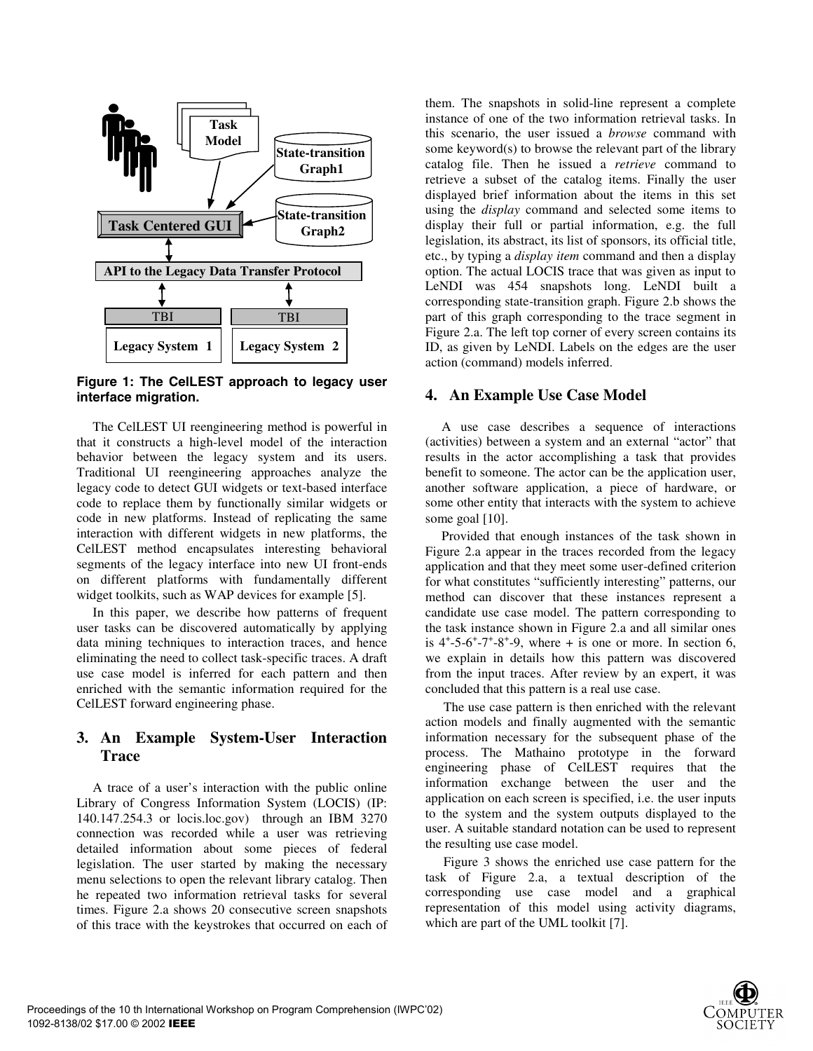Task Model

State-transition Graph1

State-transition Graph2

Task Centered GUI

API to the Legacy Data Transfer Protocol

TBI

TBI

Legacy System 1

Legacy System 2

**Figure 1: The CelLEST approach to legacy user interface migration.**

The CelLEST UI reengineering method is powerful in that it constructs a high-level model of the interaction behavior between the legacy system and its users. Traditional UI reengineering approaches analyze the legacy code to detect GUI widgets or text-based interface code to replace them by functionally similar widgets or code in new platforms. Instead of replicating the same interaction with different widgets in new platforms, the CelLEST method encapsulates interesting behavioral segments of the legacy interface into new UI front-ends on different platforms with fundamentally different widget toolkits, such as WAP devices for example [5].

In this paper, we describe how patterns of frequent user tasks can be discovered automatically by applying data mining techniques to interaction traces, and hence eliminating the need to collect task-specific traces. A draft use case model is inferred for each pattern and then enriched with the semantic information required for the CelLEST forward engineering phase.

## 3. An Example System-User Interaction Trace

A trace of a user's interaction with the public online Library of Congress Information System (LOCIS) (IP: 140.147.254.3 or locis.loc.gov) through an IBM 3270 connection was recorded while a user was retrieving detailed information about some pieces of federal legislation. The user started by making the necessary menu selections to open the relevant library catalog. Then he repeated two information retrieval tasks for several times. Figure 2.a shows 20 consecutive screen snapshots of this trace with the keystrokes that occurred on each of them. The snapshots in solid-line represent a complete instance of one of the two information retrieval tasks. In this scenario, the user issued a *browse* command with some keyword(s) to browse the relevant part of the library catalog file. Then he issued a *retrieve* command to retrieve a subset of the catalog items. Finally the user displayed brief information about the items in this set using the *display* command and selected some items to display their full or partial information, e.g. the full legislation, its abstract, its list of sponsors, its official title, etc., by typing a *display item* command and then a display option. The actual LOCIS trace that was given as input to LeNDI was 454 snapshots long. LeNDI built a corresponding state-transition graph. Figure 2.b shows the part of this graph corresponding to the trace segment in Figure 2.a. The left top corner of every screen contains its ID, as given by LeNDI. Labels on the edges are the user action (command) models inferred.

## 4. An Example Use Case Model

A use case describes a sequence of interactions (activities) between a system and an external "actor" that results in the actor accomplishing a task that provides benefit to someone. The actor can be the application user, another software application, a piece of hardware, or some other entity that interacts with the system to achieve some goal [10].

Provided that enough instances of the task shown in Figure 2.a appear in the traces recorded from the legacy application and that they meet some user-defined criterion for what constitutes "sufficiently interesting" patterns, our method can discover that these instances represent a candidate use case model. The pattern corresponding to the task instance shown in Figure 2.a and all similar ones is $4^{+}$-5-$6^{+}$-$7^{+}$-$8^{+}$-9, where + is one or more. In section 6, we explain in details how this pattern was discovered from the input traces. After review by an expert, it was concluded that this pattern is a real use case.

The use case pattern is then enriched with the relevant action models and finally augmented with the semantic information necessary for the subsequent phase of the process. The Mathaino prototype in the forward engineering phase of CelLEST requires that the information exchange between the user and the application on each screen is specified, i.e. the user inputs to the system and the system outputs displayed to the user. A suitable standard notation can be used to represent the resulting use case model.

Figure 3 shows the enriched use case pattern for the task of Figure 2.a, a textual description of the corresponding use case model and a graphical representation of this model using activity diagrams, which are part of the UML toolkit [7].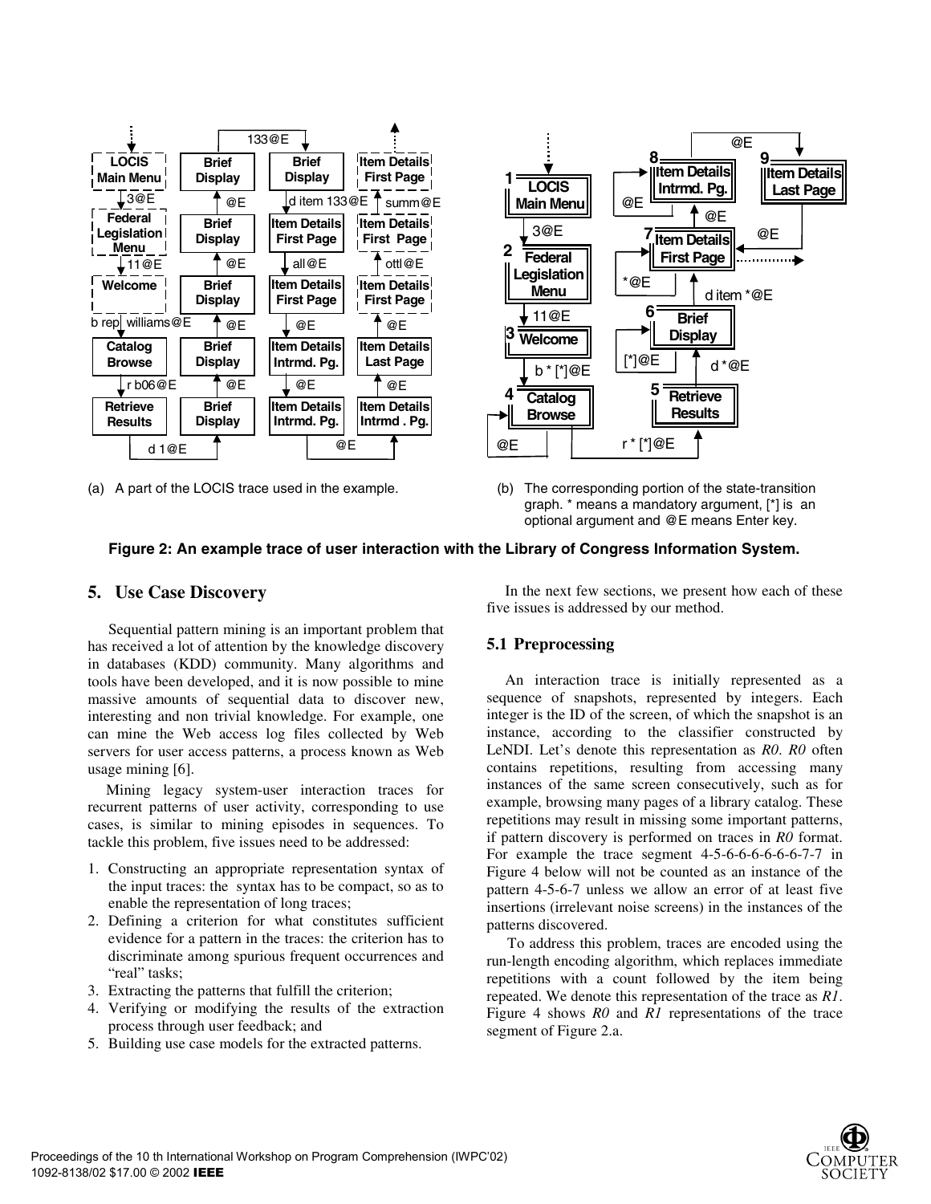(a) A part of the LOCIS trace used in the example.

(b) The corresponding portion of the state-transition graph. * means a mandatory argument, [*] is an optional argument and @E means Enter key.

**Figure 2: An example trace of user interaction with the Library of Congress Information System.**

## 5. Use Case Discovery

Sequential pattern mining is an important problem that has received a lot of attention by the knowledge discovery in databases (KDD) community. Many algorithms and tools have been developed, and it is now possible to mine massive amounts of sequential data to discover new, interesting and non trivial knowledge. For example, one can mine the Web access log files collected by Web servers for user access patterns, a process known as Web usage mining [6].

Mining legacy system-user interaction traces for recurrent patterns of user activity, corresponding to use cases, is similar to mining episodes in sequences. To tackle this problem, five issues need to be addressed:

1. Constructing an appropriate representation syntax of the input traces: the syntax has to be compact, so as to enable the representation of long traces;
2. Defining a criterion for what constitutes sufficient evidence for a pattern in the traces: the criterion has to discriminate among spurious frequent occurrences and "real" tasks;
3. Extracting the patterns that fulfill the criterion;
4. Verifying or modifying the results of the extraction process through user feedback; and
5. Building use case models for the extracted patterns.

In the next few sections, we present how each of these five issues is addressed by our method.

### 5.1 Preprocessing

An interaction trace is initially represented as a sequence of snapshots, represented by integers. Each integer is the ID of the screen, of which the snapshot is an instance, according to the classifier constructed by LeNDI. Let's denote this representation as *R0*. *R0* often contains repetitions, resulting from accessing many instances of the same screen consecutively, such as for example, browsing many pages of a library catalog. These repetitions may result in missing some important patterns, if pattern discovery is performed on traces in *R0* format. For example the trace segment 4-5-6-6-6-6-6-6-7-7 in Figure 4 below will not be counted as an instance of the pattern 4-5-6-7 unless we allow an error of at least five insertions (irrelevant noise screens) in the instances of the patterns discovered.

To address this problem, traces are encoded using the run-length encoding algorithm, which replaces immediate repetitions with a count followed by the item being repeated. We denote this representation of the trace as *R1*. Figure 4 shows *R0* and *R1* representations of the trace segment of Figure 2.a.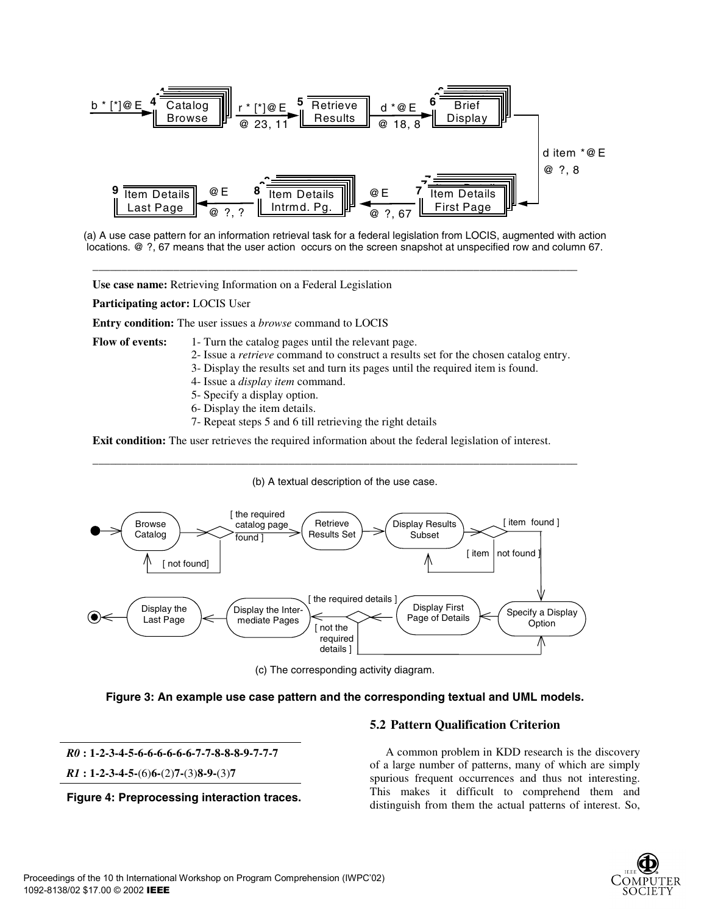b * [*]@E → **4** Catalog Browse → r * [*]@E @ 23, 11 → **5** Retrieve Results → d *@E @ 18, 8 → **6** Brief Display → d item *@E @ ?, 8 → **7** Item Details First Page → @E @ ?, 67 → **8** Item Details Intrmd. Pg. → @E @ ?, ? → **9** Item Details Last Page

(a) A use case pattern for an information retrieval task for a federal legislation from LOCIS, augmented with action locations. @ ?, 67 means that the user action occurs on the screen snapshot at unspecified row and column 67.

---

**Use case name:** Retrieving Information on a Federal Legislation

**Participating actor:** LOCIS User

**Entry condition:** The user issues a *browse* command to LOCIS

**Flow of events:**

1- Turn the catalog pages until the relevant page.
2- Issue a *retrieve* command to construct a results set for the chosen catalog entry.
3- Display the results set and turn its pages until the required item is found.
4- Issue a *display item* command.
5- Specify a display option.
6- Display the item details.
7- Repeat steps 5 and 6 till retrieving the right details

**Exit condition:** The user retrieves the required information about the federal legislation of interest.

---

(b) A textual description of the use case.

Browse Catalog → [ the required catalog page found ] → Retrieve Results Set → Display Results Subset → [ item found ] → Specify a Display Option → Display First Page of Details → [ the required details ] → Display the Intermediate Pages → Display the Last Page

[ not found] (back to Browse Catalog); [ item not found ] (back to Display Results Subset); [ not the required details ] (back to Specify a Display Option)

(c) The corresponding activity diagram.

**Figure 3: An example use case pattern and the corresponding textual and UML models.**

***R0* : 1-2-3-4-5-6-6-6-6-6-6-7-7-8-8-8-9-7-7-7**

***R1* : 1-2-3-4-5-**(6)**6-**(2)**7-**(3)**8-9-**(3)**7**

**Figure 4: Preprocessing interaction traces.**

## 5.2 Pattern Qualification Criterion

A common problem in KDD research is the discovery of a large number of patterns, many of which are simply spurious frequent occurrences and thus not interesting. This makes it difficult to comprehend them and distinguish from them the actual patterns of interest. So,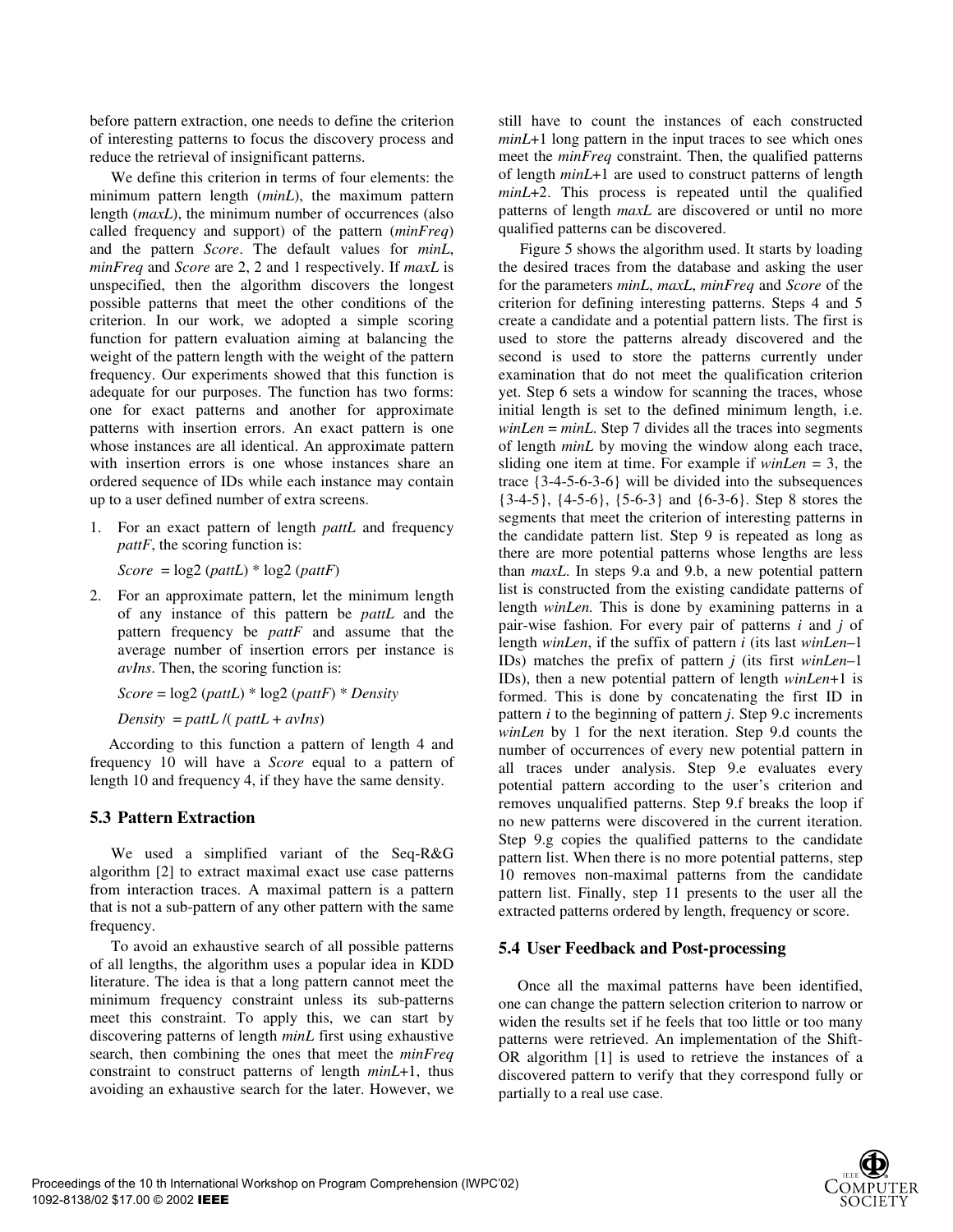before pattern extraction, one needs to define the criterion of interesting patterns to focus the discovery process and reduce the retrieval of insignificant patterns.

We define this criterion in terms of four elements: the minimum pattern length (*minL*), the maximum pattern length (*maxL*), the minimum number of occurrences (also called frequency and support) of the pattern (*minFreq*) and the pattern *Score*. The default values for *minL*, *minFreq* and *Score* are 2, 2 and 1 respectively. If *maxL* is unspecified, then the algorithm discovers the longest possible patterns that meet the other conditions of the criterion. In our work, we adopted a simple scoring function for pattern evaluation aiming at balancing the weight of the pattern length with the weight of the pattern frequency. Our experiments showed that this function is adequate for our purposes. The function has two forms: one for exact patterns and another for approximate patterns with insertion errors. An exact pattern is one whose instances are all identical. An approximate pattern with insertion errors is one whose instances share an ordered sequence of IDs while each instance may contain up to a user defined number of extra screens.

1. For an exact pattern of length *pattL* and frequency *pattF*, the scoring function is:

   $Score = \log2(pattL) * \log2(pattF)$

2. For an approximate pattern, let the minimum length of any instance of this pattern be *pattL* and the pattern frequency be *pattF* and assume that the average number of insertion errors per instance is *avIns*. Then, the scoring function is:

   $Score = \log2(pattL) * \log2(pattF) * Density$

   $Density = pattL / (pattL + avIns)$

According to this function a pattern of length 4 and frequency 10 will have a *Score* equal to a pattern of length 10 and frequency 4, if they have the same density.

### 5.3 Pattern Extraction

We used a simplified variant of the Seq-R&G algorithm [2] to extract maximal exact use case patterns from interaction traces. A maximal pattern is a pattern that is not a sub-pattern of any other pattern with the same frequency.

To avoid an exhaustive search of all possible patterns of all lengths, the algorithm uses a popular idea in KDD literature. The idea is that a long pattern cannot meet the minimum frequency constraint unless its sub-patterns meet this constraint. To apply this, we can start by discovering patterns of length *minL* first using exhaustive search, then combining the ones that meet the *minFreq* constraint to construct patterns of length *minL*+1, thus avoiding an exhaustive search for the later. However, we still have to count the instances of each constructed *minL*+1 long pattern in the input traces to see which ones meet the *minFreq* constraint. Then, the qualified patterns of length *minL*+1 are used to construct patterns of length *minL*+2. This process is repeated until the qualified patterns of length *maxL* are discovered or until no more qualified patterns can be discovered.

Figure 5 shows the algorithm used. It starts by loading the desired traces from the database and asking the user for the parameters *minL*, *maxL*, *minFreq* and *Score* of the criterion for defining interesting patterns. Steps 4 and 5 create a candidate and a potential pattern lists. The first is used to store the patterns already discovered and the second is used to store the patterns currently under examination that do not meet the qualification criterion yet. Step 6 sets a window for scanning the traces, whose initial length is set to the defined minimum length, i.e. *winLen* = *minL*. Step 7 divides all the traces into segments of length *minL* by moving the window along each trace, sliding one item at time. For example if *winLen* = 3, the trace {3-4-5-6-3-6} will be divided into the subsequences {3-4-5}, {4-5-6}, {5-6-3} and {6-3-6}. Step 8 stores the segments that meet the criterion of interesting patterns in the candidate pattern list. Step 9 is repeated as long as there are more potential patterns whose lengths are less than *maxL*. In steps 9.a and 9.b, a new potential pattern list is constructed from the existing candidate patterns of length *winLen.* This is done by examining patterns in a pair-wise fashion. For every pair of patterns *i* and *j* of length *winLen*, if the suffix of pattern *i* (its last *winLen*–1 IDs) matches the prefix of pattern *j* (its first *winLen*–1 IDs), then a new potential pattern of length *winLen*+1 is formed. This is done by concatenating the first ID in pattern *i* to the beginning of pattern *j*. Step 9.c increments *winLen* by 1 for the next iteration. Step 9.d counts the number of occurrences of every new potential pattern in all traces under analysis. Step 9.e evaluates every potential pattern according to the user's criterion and removes unqualified patterns. Step 9.f breaks the loop if no new patterns were discovered in the current iteration. Step 9.g copies the qualified patterns to the candidate pattern list. When there is no more potential patterns, step 10 removes non-maximal patterns from the candidate pattern list. Finally, step 11 presents to the user all the extracted patterns ordered by length, frequency or score.

### 5.4 User Feedback and Post-processing

Once all the maximal patterns have been identified, one can change the pattern selection criterion to narrow or widen the results set if he feels that too little or too many patterns were retrieved. An implementation of the Shift-OR algorithm [1] is used to retrieve the instances of a discovered pattern to verify that they correspond fully or partially to a real use case.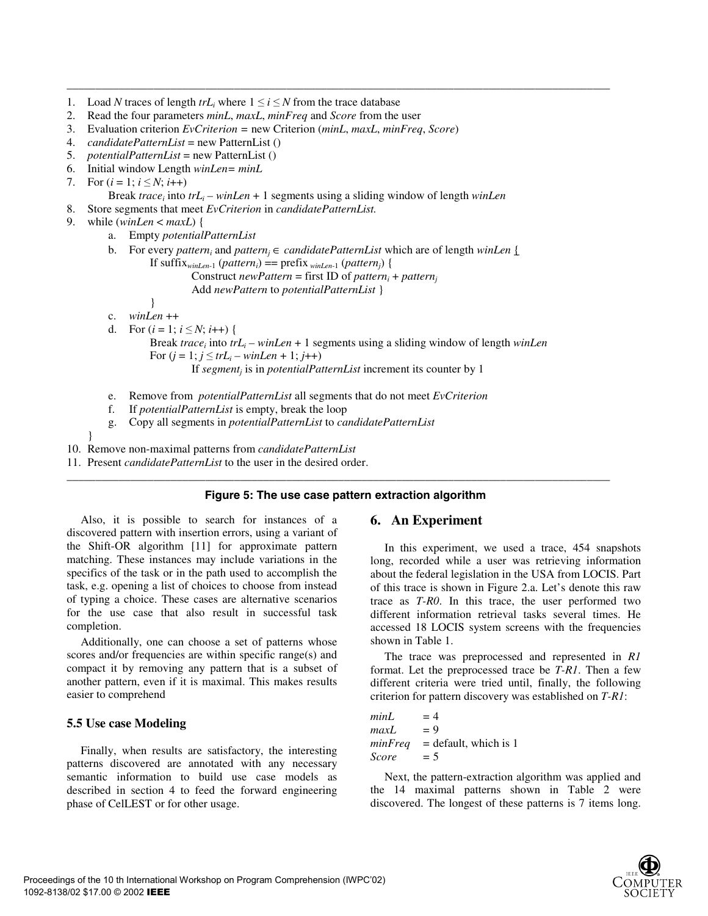1. Load $N$ traces of length $trL_i$ where $1 \leq i \leq N$ from the trace database
2. Read the four parameters *minL*, *maxL*, *minFreq* and *Score* from the user
3. Evaluation criterion *EvCriterion* = new Criterion (*minL*, *maxL*, *minFreq*, *Score*)
4. *candidatePatternList* = new PatternList ()
5. *potentialPatternList* = new PatternList ()
6. Initial window Length *winLen*= *minL*
7. For ($i$ = 1; $i \leq N$; $i$++)
   Break $trace_i$ into $trL_i - winLen + 1$ segments using a sliding window of length *winLen*
8. Store segments that meet *EvCriterion* in *candidatePatternList.*
9. while (*winLen* < *maxL*) {
   a. Empty *potentialPatternList*
   b. For every $pattern_i$ and $pattern_j \in$ *candidatePatternList* which are of length *winLen* {
      If $\text{suffix}_{winLen\text{-}1}(pattern_i)$ == $\text{prefix}_{winLen\text{-}1}(pattern_j)$ {
         Construct *newPattern* = first ID of $pattern_i + pattern_j$
         Add *newPattern* to *potentialPatternList* }
      }
   c. *winLen* ++
   d. For ($i$ = 1; $i \leq N$; $i$++) {
      Break $trace_i$ into $trL_i - winLen + 1$ segments using a sliding window of length *winLen*
      For ($j$ = 1; $j \leq trL_i - winLen + 1$; $j$++)
         If $segment_j$ is in *potentialPatternList* increment its counter by 1
   e. Remove from *potentialPatternList* all segments that do not meet *EvCriterion*
   f. If *potentialPatternList* is empty, break the loop
   g. Copy all segments in *potentialPatternList* to *candidatePatternList*
   }
10. Remove non-maximal patterns from *candidatePatternList*
11. Present *candidatePatternList* to the user in the desired order.

**Figure 5: The use case pattern extraction algorithm**

Also, it is possible to search for instances of a discovered pattern with insertion errors, using a variant of the Shift-OR algorithm [11] for approximate pattern matching. These instances may include variations in the specifics of the task or in the path used to accomplish the task, e.g. opening a list of choices to choose from instead of typing a choice. These cases are alternative scenarios for the use case that also result in successful task completion.

Additionally, one can choose a set of patterns whose scores and/or frequencies are within specific range(s) and compact it by removing any pattern that is a subset of another pattern, even if it is maximal. This makes results easier to comprehend

### 5.5 Use case Modeling

Finally, when results are satisfactory, the interesting patterns discovered are annotated with any necessary semantic information to build use case models as described in section 4 to feed the forward engineering phase of CelLEST or for other usage.

## 6. An Experiment

In this experiment, we used a trace, 454 snapshots long, recorded while a user was retrieving information about the federal legislation in the USA from LOCIS. Part of this trace is shown in Figure 2.a. Let's denote this raw trace as *T-R0*. In this trace, the user performed two different information retrieval tasks several times. He accessed 18 LOCIS system screens with the frequencies shown in Table 1.

The trace was preprocessed and represented in *R1* format. Let the preprocessed trace be *T-R1*. Then a few different criteria were tried until, finally, the following criterion for pattern discovery was established on *T-R1*:

*minL* = 4
*maxL* = 9
*minFreq* = default, which is 1
*Score* = 5

Next, the pattern-extraction algorithm was applied and the 14 maximal patterns shown in Table 2 were discovered. The longest of these patterns is 7 items long.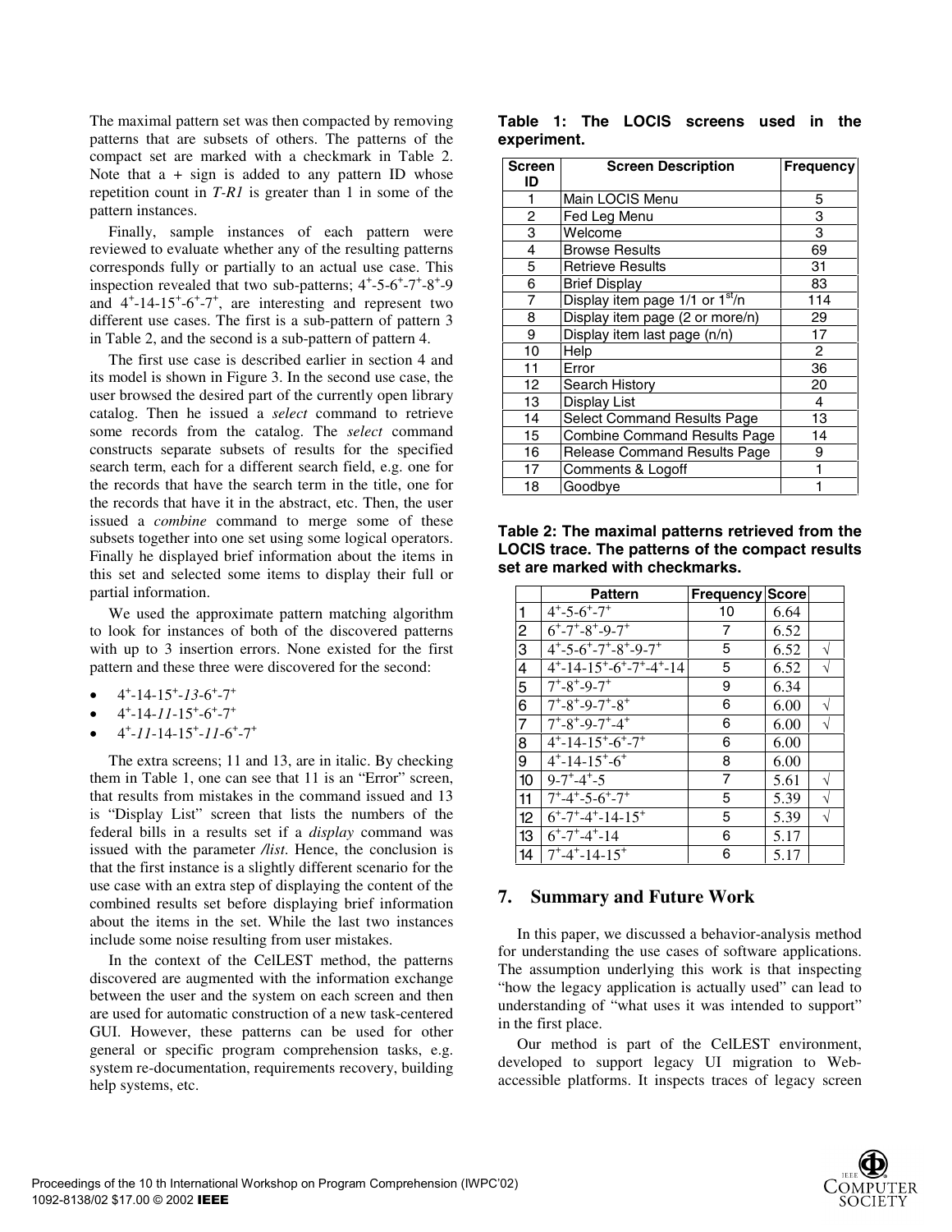The maximal pattern set was then compacted by removing patterns that are subsets of others. The patterns of the compact set are marked with a checkmark in Table 2. Note that a + sign is added to any pattern ID whose repetition count in *T-R1* is greater than 1 in some of the pattern instances.

Finally, sample instances of each pattern were reviewed to evaluate whether any of the resulting patterns corresponds fully or partially to an actual use case. This inspection revealed that two sub-patterns; $4^+$-5-$6^+$-$7^+$-$8^+$-9 and $4^+$-14-$15^+$-$6^+$-$7^+$, are interesting and represent two different use cases. The first is a sub-pattern of pattern 3 in Table 2, and the second is a sub-pattern of pattern 4.

The first use case is described earlier in section 4 and its model is shown in Figure 3. In the second use case, the user browsed the desired part of the currently open library catalog. Then he issued a *select* command to retrieve some records from the catalog. The *select* command constructs separate subsets of results for the specified search term, each for a different search field, e.g. one for the records that have the search term in the title, one for the records that have it in the abstract, etc. Then, the user issued a *combine* command to merge some of these subsets together into one set using some logical operators. Finally he displayed brief information about the items in this set and selected some items to display their full or partial information.

We used the approximate pattern matching algorithm to look for instances of both of the discovered patterns with up to 3 insertion errors. None existed for the first pattern and these three were discovered for the second:

- $4^+$-14-$15^+$-*13*-$6^+$-$7^+$
- $4^+$-14-*11*-$15^+$-$6^+$-$7^+$
- $4^+$-*11*-14-$15^+$-*11*-$6^+$-$7^+$

The extra screens; 11 and 13, are in italic. By checking them in Table 1, one can see that 11 is an "Error" screen, that results from mistakes in the command issued and 13 is "Display List" screen that lists the numbers of the federal bills in a results set if a *display* command was issued with the parameter */list*. Hence, the conclusion is that the first instance is a slightly different scenario for the use case with an extra step of displaying the content of the combined results set before displaying brief information about the items in the set. While the last two instances include some noise resulting from user mistakes.

In the context of the CelLEST method, the patterns discovered are augmented with the information exchange between the user and the system on each screen and then are used for automatic construction of a new task-centered GUI. However, these patterns can be used for other general or specific program comprehension tasks, e.g. system re-documentation, requirements recovery, building help systems, etc.

**Table 1: The LOCIS screens used in the experiment.**

| Screen ID | Screen Description | Frequency |
|---|---|---|
| 1 | Main LOCIS Menu | 5 |
| 2 | Fed Leg Menu | 3 |
| 3 | Welcome | 3 |
| 4 | Browse Results | 69 |
| 5 | Retrieve Results | 31 |
| 6 | Brief Display | 83 |
| 7 | Display item page 1/1 or 1st/n | 114 |
| 8 | Display item page (2 or more/n) | 29 |
| 9 | Display item last page (n/n) | 17 |
| 10 | Help | 2 |
| 11 | Error | 36 |
| 12 | Search History | 20 |
| 13 | Display List | 4 |
| 14 | Select Command Results Page | 13 |
| 15 | Combine Command Results Page | 14 |
| 16 | Release Command Results Page | 9 |
| 17 | Comments & Logoff | 1 |
| 18 | Goodbye | 1 |

**Table 2: The maximal patterns retrieved from the LOCIS trace. The patterns of the compact results set are marked with checkmarks.**

| | Pattern | Frequency | Score | |
|---|---|---|---|---|
| 1 | $4^+$-5-$6^+$-$7^+$ | 10 | 6.64 | |
| 2 | $6^+$-$7^+$-$8^+$-9-$7^+$ | 7 | 6.52 | |
| 3 | $4^+$-5-$6^+$-$7^+$-$8^+$-9-$7^+$ | 5 | 6.52 | √ |
| 4 | $4^+$-14-$15^+$-$6^+$-$7^+$-$4^+$-14 | 5 | 6.52 | √ |
| 5 | $7^+$-$8^+$-9-$7^+$ | 9 | 6.34 | |
| 6 | $7^+$-$8^+$-9-$7^+$-$8^+$ | 6 | 6.00 | √ |
| 7 | $7^+$-$8^+$-9-$7^+$-$4^+$ | 6 | 6.00 | √ |
| 8 | $4^+$-14-$15^+$-$6^+$-$7^+$ | 6 | 6.00 | |
| 9 | $4^+$-14-$15^+$-$6^+$ | 8 | 6.00 | |
| 10 | 9-$7^+$-$4^+$-5 | 7 | 5.61 | √ |
| 11 | $7^+$-$4^+$-5-$6^+$-$7^+$ | 5 | 5.39 | √ |
| 12 | $6^+$-$7^+$-$4^+$-14-$15^+$ | 5 | 5.39 | √ |
| 13 | $6^+$-$7^+$-$4^+$-14 | 6 | 5.17 | |
| 14 | $7^+$-$4^+$-14-$15^+$ | 6 | 5.17 | |

## 7. Summary and Future Work

In this paper, we discussed a behavior-analysis method for understanding the use cases of software applications. The assumption underlying this work is that inspecting "how the legacy application is actually used" can lead to understanding of "what uses it was intended to support" in the first place.

Our method is part of the CelLEST environment, developed to support legacy UI migration to Web-accessible platforms. It inspects traces of legacy screen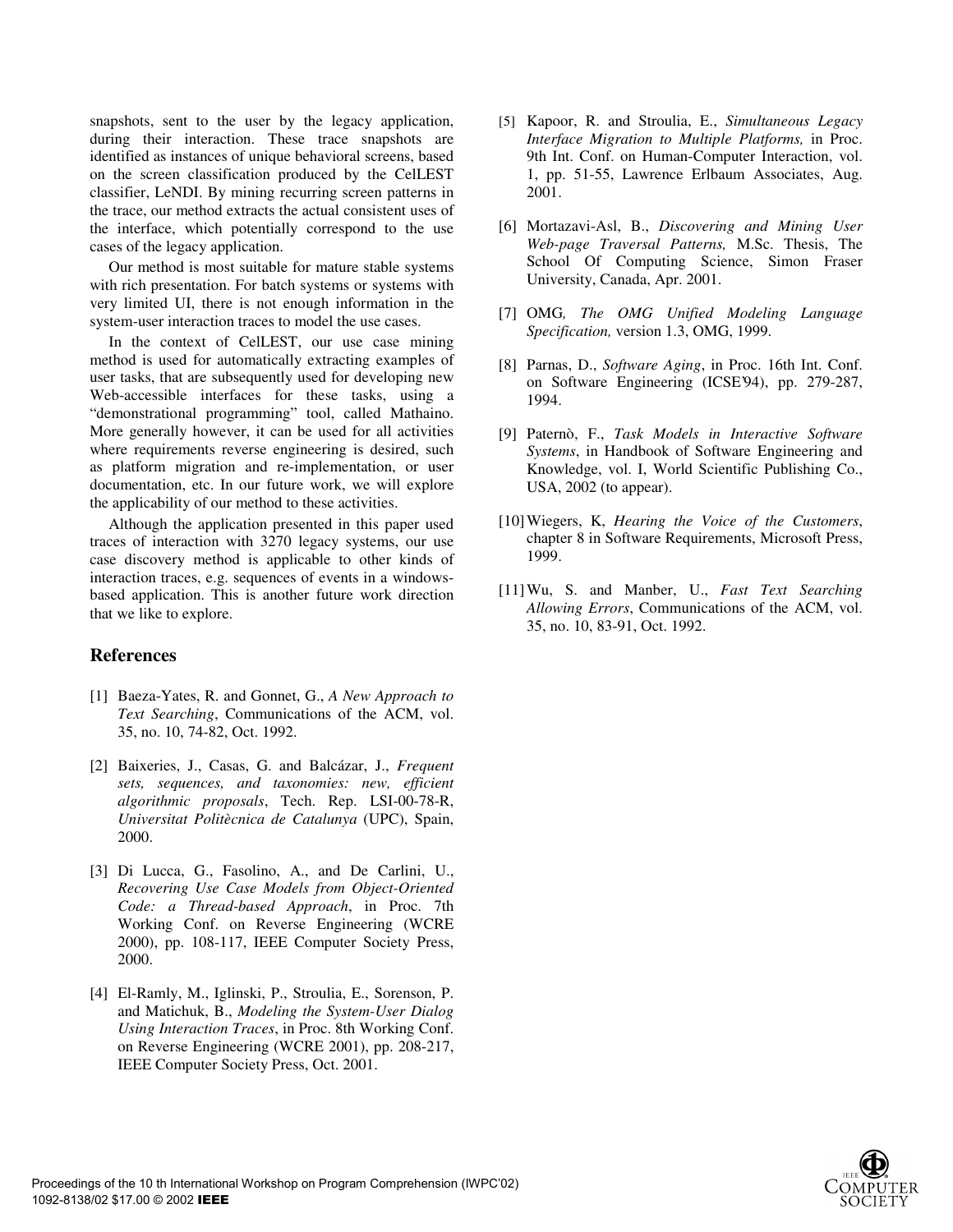snapshots, sent to the user by the legacy application, during their interaction. These trace snapshots are identified as instances of unique behavioral screens, based on the screen classification produced by the CelLEST classifier, LeNDI. By mining recurring screen patterns in the trace, our method extracts the actual consistent uses of the interface, which potentially correspond to the use cases of the legacy application.

Our method is most suitable for mature stable systems with rich presentation. For batch systems or systems with very limited UI, there is not enough information in the system-user interaction traces to model the use cases.

In the context of CelLEST, our use case mining method is used for automatically extracting examples of user tasks, that are subsequently used for developing new Web-accessible interfaces for these tasks, using a "demonstrational programming" tool, called Mathaino. More generally however, it can be used for all activities where requirements reverse engineering is desired, such as platform migration and re-implementation, or user documentation, etc. In our future work, we will explore the applicability of our method to these activities.

Although the application presented in this paper used traces of interaction with 3270 legacy systems, our use case discovery method is applicable to other kinds of interaction traces, e.g. sequences of events in a windows-based application. This is another future work direction that we like to explore.

## References

[1] Baeza-Yates, R. and Gonnet, G., *A New Approach to Text Searching*, Communications of the ACM, vol. 35, no. 10, 74-82, Oct. 1992.

[2] Baixeries, J., Casas, G. and Balcázar, J., *Frequent sets, sequences, and taxonomies: new, efficient algorithmic proposals*, Tech. Rep. LSI-00-78-R, *Universitat Politècnica de Catalunya* (UPC), Spain, 2000.

[3] Di Lucca, G., Fasolino, A., and De Carlini, U., *Recovering Use Case Models from Object-Oriented Code: a Thread-based Approach*, in Proc. 7th Working Conf. on Reverse Engineering (WCRE 2000), pp. 108-117, IEEE Computer Society Press, 2000.

[4] El-Ramly, M., Iglinski, P., Stroulia, E., Sorenson, P. and Matichuk, B., *Modeling the System-User Dialog Using Interaction Traces*, in Proc. 8th Working Conf. on Reverse Engineering (WCRE 2001), pp. 208-217, IEEE Computer Society Press, Oct. 2001.

[5] Kapoor, R. and Stroulia, E., *Simultaneous Legacy Interface Migration to Multiple Platforms,* in Proc. 9th Int. Conf. on Human-Computer Interaction, vol. 1, pp. 51-55, Lawrence Erlbaum Associates, Aug. 2001.

[6] Mortazavi-Asl, B., *Discovering and Mining User Web-page Traversal Patterns,* M.Sc. Thesis, The School Of Computing Science, Simon Fraser University, Canada, Apr. 2001.

[7] OMG*, The OMG Unified Modeling Language Specification,* version 1.3, OMG, 1999.

[8] Parnas, D., *Software Aging*, in Proc. 16th Int. Conf. on Software Engineering (ICSE'94), pp. 279-287, 1994.

[9] Paternò, F., *Task Models in Interactive Software Systems*, in Handbook of Software Engineering and Knowledge, vol. I, World Scientific Publishing Co., USA, 2002 (to appear).

[10] Wiegers, K, *Hearing the Voice of the Customers*, chapter 8 in Software Requirements, Microsoft Press, 1999.

[11] Wu, S. and Manber, U., *Fast Text Searching Allowing Errors*, Communications of the ACM, vol. 35, no. 10, 83-91, Oct. 1992.